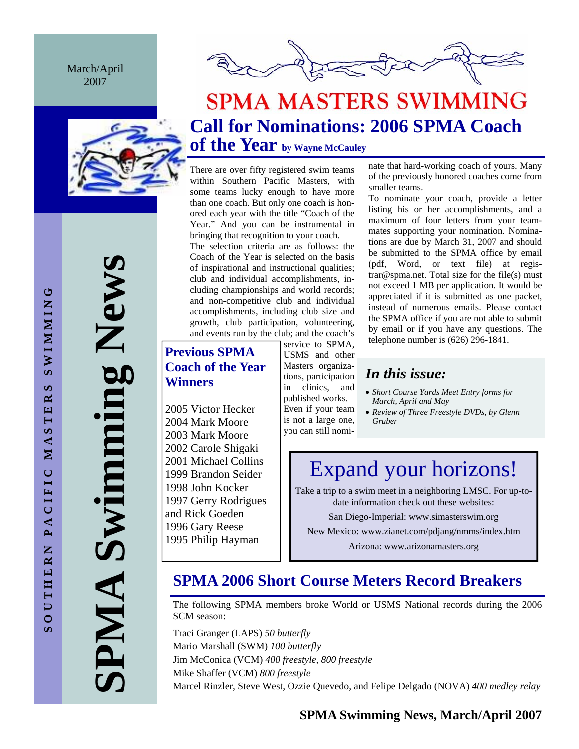March/April 2007

# SPMA Swimming News

SOUTHERN PACIFIC MASTERS SWIMMING

# SPMA MASTERS SWIMMING

## Call for Nominations: 2006 SPMA Coach of the Year by Wayne McCauley

There are over fifty registered swim teams within Southern Pacific Masters, with some teams lucky enough to have more than one coach. But only one coach is honored each year with the title "Coach of the Year." And you can be instrumental in bringing that recognition to your coach.

The selection criteria are as follows: the Coach of the Year is selected on the basis of inspirational and instructional qualities; club and individual accomplishments, including championships and world records; and non-competitive club and individual accomplishments, including club size and growth, club participation, volunteering, and events run by the club; and the coach's service to SPMA, USMS and other Masters organizations, participation in clinics, and published works. Even if your team is not a large one, you can still nominate that hard-working coach of yours. Many of the previously honored coaches come from smaller teams.

To nominate your coach, provide a letter listing his or her accomplishments, and a maximum of four letters from your teammates supporting your nomination. Nominations are due by March 31, 2007 and should be submitted to the SPMA office by email (pdf, Word, or text file) at registrar@spma.net. Total size for the file(s) must not exceed 1 MB per application. It would be appreciated if it is submitted as one packet, instead of numerous emails. Please contact the SPMA office if you are not able to submit by email or if you have any questions. The telephone number is (626) 296-1841.

### Previous SPMA Coach of the Year Winners

2005 Victor Hecker
2004 Mark Moore
2003 Mark Moore
2002 Carole Shigaki
2001 Michael Collins
1999 Brandon Seider
1998 John Kocker
1997 Gerry Rodrigues and Rick Goeden
1996 Gary Reese
1995 Philip Hayman

### *In this issue:*

- *Short Course Yards Meet Entry forms for March, April and May*
- *Review of Three Freestyle DVDs, by Glenn Gruber*

## Expand your horizons!

Take a trip to a swim meet in a neighboring LMSC. For up-to-date information check out these websites:

San Diego-Imperial: www.simasterswim.org

New Mexico: www.zianet.com/pdjang/nmms/index.htm

Arizona: www.arizonamasters.org

## SPMA 2006 Short Course Meters Record Breakers

The following SPMA members broke World or USMS National records during the 2006 SCM season:

Traci Granger (LAPS) *50 butterfly*
Mario Marshall (SWM) *100 butterfly*
Jim McConica (VCM) *400 freestyle, 800 freestyle*
Mike Shaffer (VCM) *800 freestyle*
Marcel Rinzler, Steve West, Ozzie Quevedo, and Felipe Delgado (NOVA) *400 medley relay*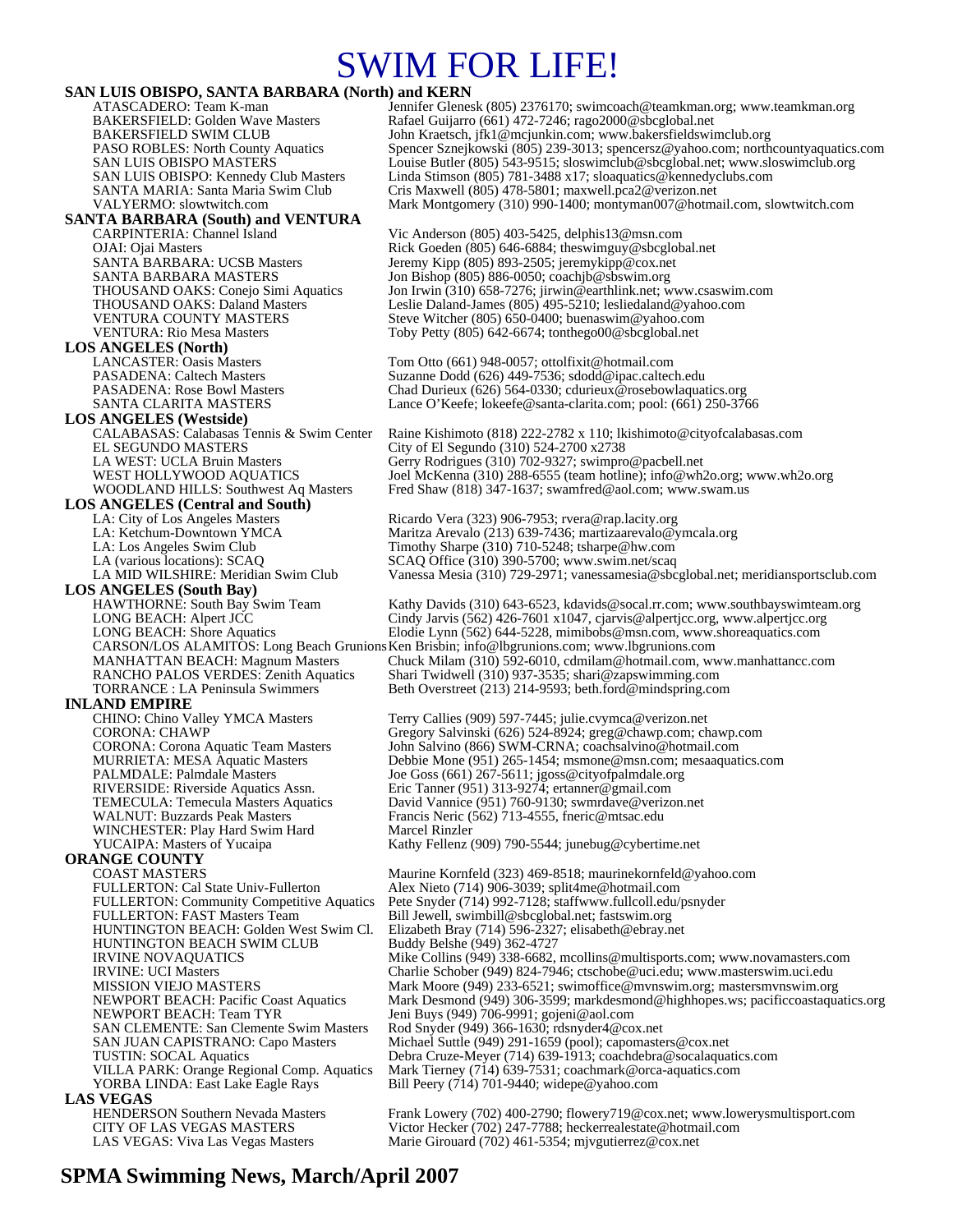# SWIM FOR LIFE!

## SAN LUIS OBISPO, SANTA BARBARA (North) and KERN

| | |
|---|---|
| ATASCADERO: Team K-man | Jennifer Glenesk (805) 2376170; swimcoach@teamkman.org; www.teamkman.org |
| BAKERSFIELD: Golden Wave Masters | Rafael Guijarro (661) 472-7246; rago2000@sbcglobal.net |
| BAKERSFIELD SWIM CLUB | John Kraetsch, jfk1@mcjunkin.com; www.bakersfieldswimclub.org |
| PASO ROBLES: North County Aquatics | Spencer Sznejkowski (805) 239-3013; spencersz@yahoo.com; northcountyaquatics.com |
| SAN LUIS OBISPO MASTERS | Louise Butler (805) 543-9515; sloswimclub@sbcglobal.net; www.sloswimclub.org |
| SAN LUIS OBISPO: Kennedy Club Masters | Linda Stimson (805) 781-3488 x17; sloaquatics@kennedyclubs.com |
| SANTA MARIA: Santa Maria Swim Club | Cris Maxwell (805) 478-5801; maxwell.pca2@verizon.net |
| VALYERMO: slowtwitch.com | Mark Montgomery (310) 990-1400; montyman007@hotmail.com, slowtwitch.com |

## SANTA BARBARA (South) and VENTURA

| | |
|---|---|
| CARPINTERIA: Channel Island | Vic Anderson (805) 403-5425, delphis13@msn.com |
| OJAI: Ojai Masters | Rick Goeden (805) 646-6884; theswimguy@sbcglobal.net |
| SANTA BARBARA: UCSB Masters | Jeremy Kipp (805) 893-2505; jeremykipp@cox.net |
| SANTA BARBARA MASTERS | Jon Bishop (805) 886-0050; coachjb@sbswim.org |
| THOUSAND OAKS: Conejo Simi Aquatics | Jon Irwin (310) 658-7276; jirwin@earthlink.net; www.csaswim.com |
| THOUSAND OAKS: Daland Masters | Leslie Daland-James (805) 495-5210; lesliedaland@yahoo.com |
| VENTURA COUNTY MASTERS | Steve Witcher (805) 650-0400; buenaswim@yahoo.com |
| VENTURA: Rio Mesa Masters | Toby Petty (805) 642-6674; tonthego00@sbcglobal.net |

## LOS ANGELES (North)

| | |
|---|---|
| LANCASTER: Oasis Masters | Tom Otto (661) 948-0057; ottolfixit@hotmail.com |
| PASADENA: Caltech Masters | Suzanne Dodd (626) 449-7536; sdodd@ipac.caltech.edu |
| PASADENA: Rose Bowl Masters | Chad Durieux (626) 564-0330; cdurieux@rosebowlaquatics.org |
| SANTA CLARITA MASTERS | Lance O'Keefe; lokeefe@santa-clarita.com; pool: (661) 250-3766 |

## LOS ANGELES (Westside)

| | |
|---|---|
| CALABASAS: Calabasas Tennis & Swim Center | Raine Kishimoto (818) 222-2782 x 110; lkishimoto@cityofcalabasas.com |
| EL SEGUNDO MASTERS | City of El Segundo (310) 524-2700 x2738 |
| LA WEST: UCLA Bruin Masters | Gerry Rodrigues (310) 702-9327; swimpro@pacbell.net |
| WEST HOLLYWOOD AQUATICS | Joel McKenna (310) 288-6555 (team hotline); info@wh2o.org; www.wh2o.org |
| WOODLAND HILLS: Southwest Aq Masters | Fred Shaw (818) 347-1637; swamfred@aol.com; www.swam.us |

## LOS ANGELES (Central and South)

| | |
|---|---|
| LA: City of Los Angeles Masters | Ricardo Vera (323) 906-7953; rvera@rap.lacity.org |
| LA: Ketchum-Downtown YMCA | Maritza Arevalo (213) 639-7436; martizaarevalo@ymcala.org |
| LA: Los Angeles Swim Club | Timothy Sharpe (310) 710-5248; tsharpe@hw.com |
| LA (various locations): SCAQ | SCAQ Office (310) 390-5700; www.swim.net/scaq |
| LA MID WILSHIRE: Meridian Swim Club | Vanessa Mesia (310) 729-2971; vanessamesia@sbcglobal.net; meridiansportsclub.com |

## LOS ANGELES (South Bay)

| | |
|---|---|
| HAWTHORNE: South Bay Swim Team | Kathy Davids (310) 643-6523, kdavids@socal.rr.com; www.southbayswimteam.org |
| LONG BEACH: Alpert JCC | Cindy Jarvis (562) 426-7601 x1047, cjarvis@alpertjcc.org, www.alpertjcc.org |
| LONG BEACH: Shore Aquatics | Elodie Lynn (562) 644-5228, mimibobs@msn.com, www.shoreaquatics.com |
| CARSON/LOS ALAMITOS: Long Beach Grunions | Ken Brisbin; info@lbgrunions.com; www.lbgrunions.com |
| MANHATTAN BEACH: Magnum Masters | Chuck Milam (310) 592-6010, cdmilam@hotmail.com, www.manhattancc.com |
| RANCHO PALOS VERDES: Zenith Aquatics | Shari Twidwell (310) 937-3535; shari@zapswimming.com |
| TORRANCE : LA Peninsula Swimmers | Beth Overstreet (213) 214-9593; beth.ford@mindspring.com |

## INLAND EMPIRE

| | |
|---|---|
| CHINO: Chino Valley YMCA Masters | Terry Callies (909) 597-7445; julie.cvymca@verizon.net |
| CORONA: CHAWP | Gregory Salvinski (626) 524-8924; greg@chawp.com; chawp.com |
| CORONA: Corona Aquatic Team Masters | John Salvino (866) SWM-CRNA; coachsalvino@hotmail.com |
| MURRIETA: MESA Aquatic Masters | Debbie Mone (951) 265-1454; msmone@msn.com; mesaaquatics.com |
| PALMDALE: Palmdale Masters | Joe Goss (661) 267-5611; jgoss@cityofpalmdale.org |
| RIVERSIDE: Riverside Aquatics Assn. | Eric Tanner (951) 313-9274; ertanner@gmail.com |
| TEMECULA: Temecula Masters Aquatics | David Vannice (951) 760-9130; swmrdave@verizon.net |
| WALNUT: Buzzards Peak Masters | Francis Neric (562) 713-4555, fneric@mtsac.edu |
| WINCHESTER: Play Hard Swim Hard | Marcel Rinzler |
| YUCAIPA: Masters of Yucaipa | Kathy Fellenz (909) 790-5544; junebug@cybertime.net |

## ORANGE COUNTY

| | |
|---|---|
| COAST MASTERS | Maurine Kornfeld (323) 469-8518; maurinekornfeld@yahoo.com |
| FULLERTON: Cal State Univ-Fullerton | Alex Nieto (714) 906-3039; split4me@hotmail.com |
| FULLERTON: Community Competitive Aquatics | Pete Snyder (714) 992-7128; staffwww.fullcoll.edu/psnyder |
| FULLERTON: FAST Masters Team | Bill Jewell, swimbill@sbcglobal.net; fastswim.org |
| HUNTINGTON BEACH: Golden West Swim Cl. | Elizabeth Bray (714) 596-2327; elisabeth@ebray.net |
| HUNTINGTON BEACH SWIM CLUB | Buddy Belshe (949) 362-4727 |
| IRVINE NOVAQUATICS | Mike Collins (949) 338-6682, mcollins@multisports.com; www.novamasters.com |
| IRVINE: UCI Masters | Charlie Schober (949) 824-7946; ctschobe@uci.edu; www.masterswim.uci.edu |
| MISSION VIEJO MASTERS | Mark Moore (949) 233-6521; swimoffice@mvnswim.org; mastersmvnswim.org |
| NEWPORT BEACH: Pacific Coast Aquatics | Mark Desmond (949) 306-3599; markdesmond@highhopes.ws; pacificcoastaquatics.org |
| NEWPORT BEACH: Team TYR | Jeni Buys (949) 706-9991; gojeni@aol.com |
| SAN CLEMENTE: San Clemente Swim Masters | Rod Snyder (949) 366-1630; rdsnyder4@cox.net |
| SAN JUAN CAPISTRANO: Capo Masters | Michael Suttle (949) 291-1659 (pool); capomasters@cox.net |
| TUSTIN: SOCAL Aquatics | Debra Cruze-Meyer (714) 639-1913; coachdebra@socalaquatics.com |
| VILLA PARK: Orange Regional Comp. Aquatics | Mark Tierney (714) 639-7531; coachmark@orca-aquatics.com |
| YORBA LINDA: East Lake Eagle Rays | Bill Peery (714) 701-9440; widepe@yahoo.com |

## LAS VEGAS

| | |
|---|---|
| HENDERSON Southern Nevada Masters | Frank Lowery (702) 400-2790; flowery719@cox.net; www.lowerysmultisport.com |
| CITY OF LAS VEGAS MASTERS | Victor Hecker (702) 247-7788; heckerrealestate@hotmail.com |
| LAS VEGAS: Viva Las Vegas Masters | Marie Girouard (702) 461-5354; mjvgutierrez@cox.net |

**SPMA Swimming News, March/April 2007**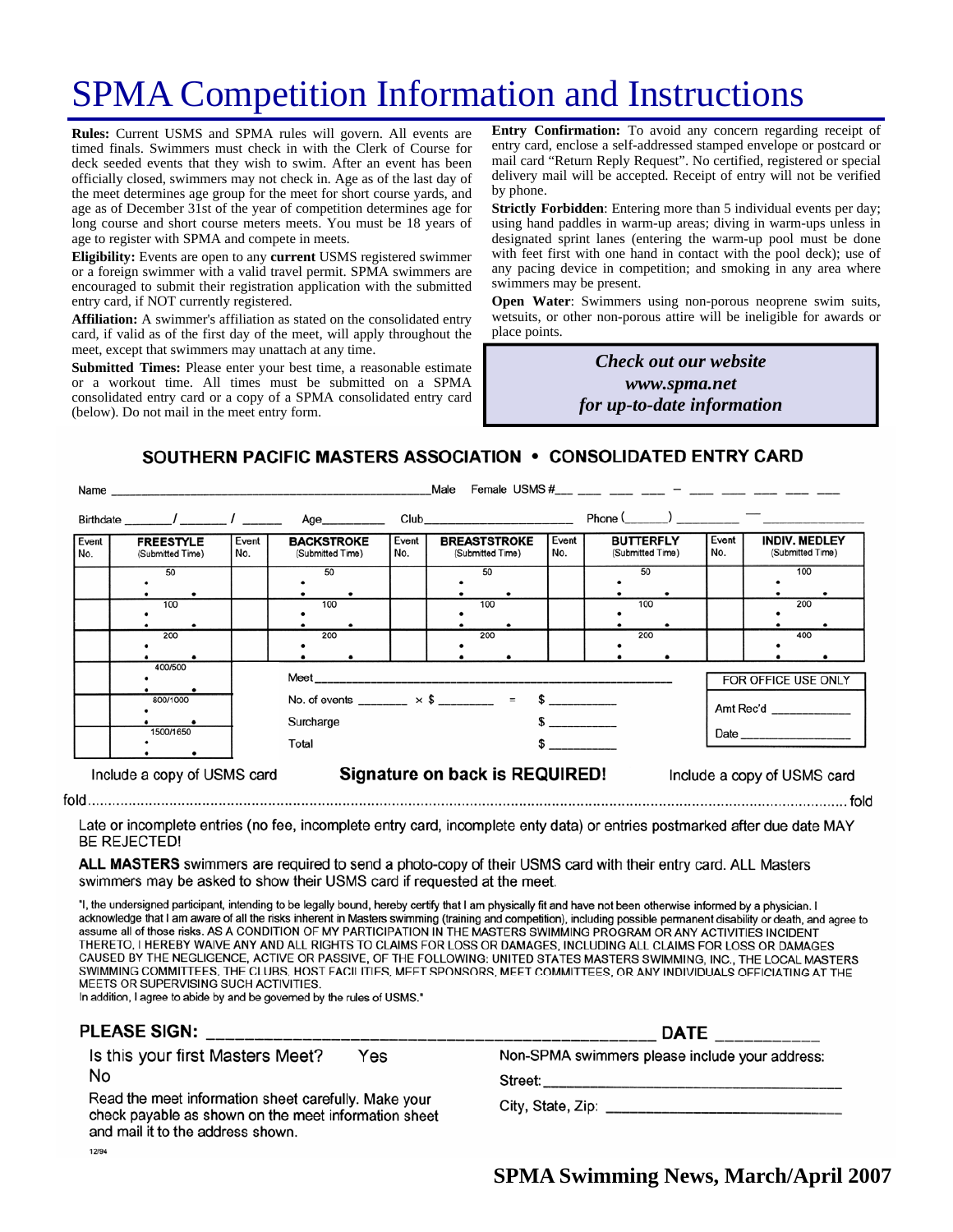# SPMA Competition Information and Instructions

**Rules:** Current USMS and SPMA rules will govern. All events are timed finals. Swimmers must check in with the Clerk of Course for deck seeded events that they wish to swim. After an event has been officially closed, swimmers may not check in. Age as of the last day of the meet determines age group for the meet for short course yards, and age as of December 31st of the year of competition determines age for long course and short course meters meets. You must be 18 years of age to register with SPMA and compete in meets.

**Eligibility:** Events are open to any **current** USMS registered swimmer or a foreign swimmer with a valid travel permit. SPMA swimmers are encouraged to submit their registration application with the submitted entry card, if NOT currently registered.

**Affiliation:** A swimmer's affiliation as stated on the consolidated entry card, if valid as of the first day of the meet, will apply throughout the meet, except that swimmers may unattach at any time.

**Submitted Times:** Please enter your best time, a reasonable estimate or a workout time. All times must be submitted on a SPMA consolidated entry card or a copy of a SPMA consolidated entry card (below). Do not mail in the meet entry form.

**Entry Confirmation:** To avoid any concern regarding receipt of entry card, enclose a self-addressed stamped envelope or postcard or mail card "Return Reply Request". No certified, registered or special delivery mail will be accepted. Receipt of entry will not be verified by phone.

**Strictly Forbidden**: Entering more than 5 individual events per day; using hand paddles in warm-up areas; diving in warm-ups unless in designated sprint lanes (entering the warm-up pool must be done with feet first with one hand in contact with the pool deck); use of any pacing device in competition; and smoking in any area where swimmers may be present.

**Open Water**: Swimmers using non-porous neoprene swim suits, wetsuits, or other non-porous attire will be ineligible for awards or place points.

*Check out our website*
*www.spma.net*
*for up-to-date information*

## SOUTHERN PACIFIC MASTERS ASSOCIATION • CONSOLIDATED ENTRY CARD

Name ______________________________ Male Female USMS #___ ___ ___ ___ – ___ ___ ___ ___ ___

Birthdate _______/_______/______ Age_________ Club______________________ Phone (______) _________ — _____________

| Event No. | FREESTYLE (Submitted Time) | Event No. | BACKSTROKE (Submitted Time) | Event No. | BREASTSTROKE (Submitted Time) | Event No. | BUTTERFLY (Submitted Time) | Event No. | INDIV. MEDLEY (Submitted Time) |
|---|---|---|---|---|---|---|---|---|---|
| | 50 | | 50 | | 50 | | 50 | | 100 |
| | 100 | | 100 | | 100 | | 100 | | 200 |
| | 200 | | 200 | | 200 | | 200 | | 400 |
| | 400/500 | | | | | | | | |
| | 800/1000 | | | | | | | | |
| | 1500/1650 | | | | | | | | |

Meet ________________________________________________

No. of events _______ × $ ________ = $ _________

Surcharge $ _________

Total $ _________

FOR OFFICE USE ONLY

Amt Rec'd ___________

Date ________________

Include a copy of USMS card **Signature on back is REQUIRED!** Include a copy of USMS card

fold ........................................................................................................ fold

Late or incomplete entries (no fee, incomplete entry card, incomplete enty data) or entries postmarked after due date MAY BE REJECTED!

**ALL MASTERS** swimmers are required to send a photo-copy of their USMS card with their entry card. ALL Masters swimmers may be asked to show their USMS card if requested at the meet.

"I, the undersigned participant, intending to be legally bound, hereby certify that I am physically fit and have not been otherwise informed by a physician. I acknowledge that I am aware of all the risks inherent in Masters swimming (training and competition), including possible permanent disability or death, and agree to assume all of those risks. AS A CONDITION OF MY PARTICIPATION IN THE MASTERS SWIMMING PROGRAM OR ANY ACTIVITIES INCIDENT THERETO, I HEREBY WAIVE ANY AND ALL RIGHTS TO CLAIMS FOR LOSS OR DAMAGES, INCLUDING ALL CLAIMS FOR LOSS OR DAMAGES CAUSED BY THE NEGLIGENCE, ACTIVE OR PASSIVE, OF THE FOLLOWING: UNITED STATES MASTERS SWIMMING, INC., THE LOCAL MASTERS SWIMMING COMMITTEES, THE CLUBS, HOST FACILITIES, MEET SPONSORS, MEET COMMITTEES, OR ANY INDIVIDUALS OFFICIATING AT THE MEETS OR SUPERVISING SUCH ACTIVITIES.
In addition, I agree to abide by and be governed by the rules of USMS."

**PLEASE SIGN:** ____________________________________________ **DATE** ___________

Is this your first Masters Meet? Yes No

Read the meet information sheet carefully. Make your check payable as shown on the meet information sheet and mail it to the address shown.

Non-SPMA swimmers please include your address:

Street: ________________________________

City, State, Zip: ________________________

12/94

**SPMA Swimming News, March/April 2007**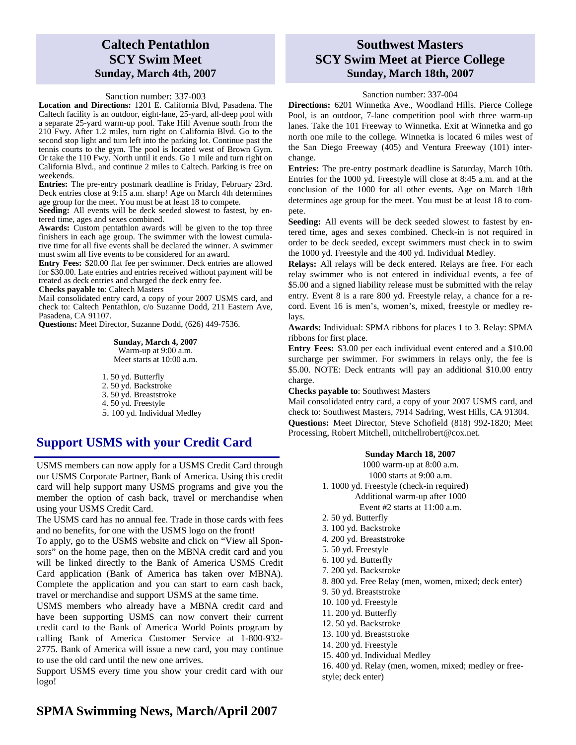## Caltech Pentathlon SCY Swim Meet

### Sunday, March 4th, 2007

Sanction number: 337-003

**Location and Directions:** 1201 E. California Blvd, Pasadena. The Caltech facility is an outdoor, eight-lane, 25-yard, all-deep pool with a separate 25-yard warm-up pool. Take Hill Avenue south from the 210 Fwy. After 1.2 miles, turn right on California Blvd. Go to the second stop light and turn left into the parking lot. Continue past the tennis courts to the gym. The pool is located west of Brown Gym. Or take the 110 Fwy. North until it ends. Go 1 mile and turn right on California Blvd., and continue 2 miles to Caltech. Parking is free on weekends.

**Entries:** The pre-entry postmark deadline is Friday, February 23rd. Deck entries close at 9:15 a.m. sharp! Age on March 4th determines age group for the meet. You must be at least 18 to compete.

**Seeding:** All events will be deck seeded slowest to fastest, by entered time, ages and sexes combined.

**Awards:** Custom pentathlon awards will be given to the top three finishers in each age group. The swimmer with the lowest cumulative time for all five events shall be declared the winner. A swimmer must swim all five events to be considered for an award.

**Entry Fees:** $20.00 flat fee per swimmer. Deck entries are allowed for $30.00. Late entries and entries received without payment will be treated as deck entries and charged the deck entry fee.

**Checks payable to**: Caltech Masters

Mail consolidated entry card, a copy of your 2007 USMS card, and check to: Caltech Pentathlon, c/o Suzanne Dodd, 211 Eastern Ave, Pasadena, CA 91107.

**Questions:** Meet Director, Suzanne Dodd, (626) 449-7536.

**Sunday, March 4, 2007**
Warm-up at 9:00 a.m.
Meet starts at 10:00 a.m.

1. 50 yd. Butterfly
2. 50 yd. Backstroke
3. 50 yd. Breaststroke
4. 50 yd. Freestyle
5. 100 yd. Individual Medley

## Support USMS with your Credit Card

USMS members can now apply for a USMS Credit Card through our USMS Corporate Partner, Bank of America. Using this credit card will help support many USMS programs and give you the member the option of cash back, travel or merchandise when using your USMS Credit Card.

The USMS card has no annual fee. Trade in those cards with fees and no benefits, for one with the USMS logo on the front!

To apply, go to the USMS website and click on "View all Sponsors" on the home page, then on the MBNA credit card and you will be linked directly to the Bank of America USMS Credit Card application (Bank of America has taken over MBNA). Complete the application and you can start to earn cash back, travel or merchandise and support USMS at the same time.

USMS members who already have a MBNA credit card and have been supporting USMS can now convert their current credit card to the Bank of America World Points program by calling Bank of America Customer Service at 1-800-932-2775. Bank of America will issue a new card, you may continue to use the old card until the new one arrives.

Support USMS every time you show your credit card with our logo!

## Southwest Masters SCY Swim Meet at Pierce College

### Sunday, March 18th, 2007

Sanction number: 337-004

**Directions:** 6201 Winnetka Ave., Woodland Hills. Pierce College Pool, is an outdoor, 7-lane competition pool with three warm-up lanes. Take the 101 Freeway to Winnetka. Exit at Winnetka and go north one mile to the college. Winnetka is located 6 miles west of the San Diego Freeway (405) and Ventura Freeway (101) interchange.

**Entries:** The pre-entry postmark deadline is Saturday, March 10th. Entries for the 1000 yd. Freestyle will close at 8:45 a.m. and at the conclusion of the 1000 for all other events. Age on March 18th determines age group for the meet. You must be at least 18 to compete.

**Seeding:** All events will be deck seeded slowest to fastest by entered time, ages and sexes combined. Check-in is not required in order to be deck seeded, except swimmers must check in to swim the 1000 yd. Freestyle and the 400 yd. Individual Medley.

**Relays:** All relays will be deck entered. Relays are free. For each relay swimmer who is not entered in individual events, a fee of $5.00 and a signed liability release must be submitted with the relay entry. Event 8 is a rare 800 yd. Freestyle relay, a chance for a record. Event 16 is men's, women's, mixed, freestyle or medley relays.

**Awards:** Individual: SPMA ribbons for places 1 to 3. Relay: SPMA ribbons for first place.

**Entry Fees:** $3.00 per each individual event entered and a $10.00 surcharge per swimmer. For swimmers in relays only, the fee is $5.00. NOTE: Deck entrants will pay an additional $10.00 entry charge.

**Checks payable to**: Southwest Masters

Mail consolidated entry card, a copy of your 2007 USMS card, and check to: Southwest Masters, 7914 Sadring, West Hills, CA 91304.

**Questions:** Meet Director, Steve Schofield (818) 992-1820; Meet Processing, Robert Mitchell, mitchellrobert@cox.net.

**Sunday March 18, 2007**
1000 warm-up at 8:00 a.m.
1000 starts at 9:00 a.m.

1. 1000 yd. Freestyle (check-in required)
   Additional warm-up after 1000
   Event #2 starts at 11:00 a.m.
2. 50 yd. Butterfly
3. 100 yd. Backstroke
4. 200 yd. Breaststroke
5. 50 yd. Freestyle
6. 100 yd. Butterfly
7. 200 yd. Backstroke
8. 800 yd. Free Relay (men, women, mixed; deck enter)
9. 50 yd. Breaststroke
10. 100 yd. Freestyle
11. 200 yd. Butterfly
12. 50 yd. Backstroke
13. 100 yd. Breaststroke
14. 200 yd. Freestyle
15. 400 yd. Individual Medley
16. 400 yd. Relay (men, women, mixed; medley or freestyle; deck enter)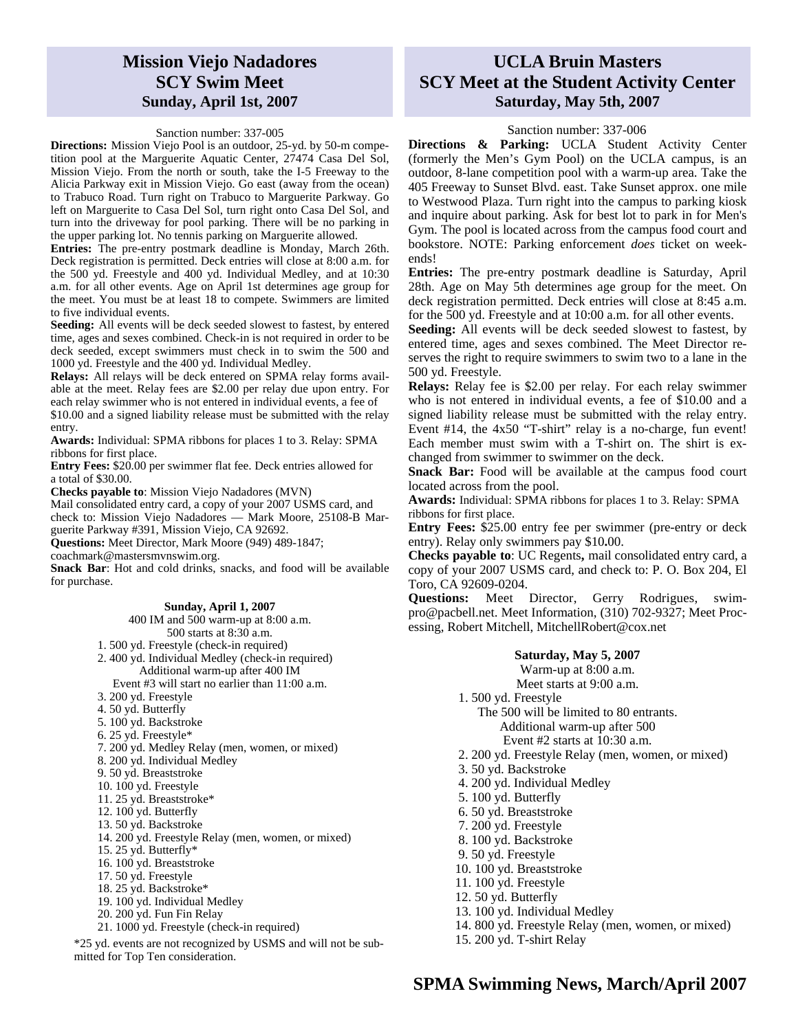## Mission Viejo Nadadores SCY Swim Meet

### Sunday, April 1st, 2007

Sanction number: 337-005

**Directions:** Mission Viejo Pool is an outdoor, 25-yd. by 50-m competition pool at the Marguerite Aquatic Center, 27474 Casa Del Sol, Mission Viejo. From the north or south, take the I-5 Freeway to the Alicia Parkway exit in Mission Viejo. Go east (away from the ocean) to Trabuco Road. Turn right on Trabuco to Marguerite Parkway. Go left on Marguerite to Casa Del Sol, turn right onto Casa Del Sol, and turn into the driveway for pool parking. There will be no parking in the upper parking lot. No tennis parking on Marguerite allowed.

**Entries:** The pre-entry postmark deadline is Monday, March 26th. Deck registration is permitted. Deck entries will close at 8:00 a.m. for the 500 yd. Freestyle and 400 yd. Individual Medley, and at 10:30 a.m. for all other events. Age on April 1st determines age group for the meet. You must be at least 18 to compete. Swimmers are limited to five individual events.

**Seeding:** All events will be deck seeded slowest to fastest, by entered time, ages and sexes combined. Check-in is not required in order to be deck seeded, except swimmers must check in to swim the 500 and 1000 yd. Freestyle and the 400 yd. Individual Medley.

**Relays:** All relays will be deck entered on SPMA relay forms available at the meet. Relay fees are $2.00 per relay due upon entry. For each relay swimmer who is not entered in individual events, a fee of $10.00 and a signed liability release must be submitted with the relay entry.

**Awards:** Individual: SPMA ribbons for places 1 to 3. Relay: SPMA ribbons for first place.

**Entry Fees:** $20.00 per swimmer flat fee. Deck entries allowed for a total of $30.00.

**Checks payable to**: Mission Viejo Nadadores (MVN)

Mail consolidated entry card, a copy of your 2007 USMS card, and check to: Mission Viejo Nadadores — Mark Moore, 25108-B Marguerite Parkway #391, Mission Viejo, CA 92692.

**Questions:** Meet Director, Mark Moore (949) 489-1847; coachmark@mastersmvnswim.org.

**Snack Bar**: Hot and cold drinks, snacks, and food will be available for purchase.

**Sunday, April 1, 2007**

400 IM and 500 warm-up at 8:00 a.m.
500 starts at 8:30 a.m.

1. 500 yd. Freestyle (check-in required)
2. 400 yd. Individual Medley (check-in required)
   Additional warm-up after 400 IM
   Event #3 will start no earlier than 11:00 a.m.
3. 200 yd. Freestyle
4. 50 yd. Butterfly
5. 100 yd. Backstroke
6. 25 yd. Freestyle*
7. 200 yd. Medley Relay (men, women, or mixed)
8. 200 yd. Individual Medley
9. 50 yd. Breaststroke
10. 100 yd. Freestyle
11. 25 yd. Breaststroke*
12. 100 yd. Butterfly
13. 50 yd. Backstroke
14. 200 yd. Freestyle Relay (men, women, or mixed)
15. 25 yd. Butterfly*
16. 100 yd. Breaststroke
17. 50 yd. Freestyle
18. 25 yd. Backstroke*
19. 100 yd. Individual Medley
20. 200 yd. Fun Fin Relay
21. 1000 yd. Freestyle (check-in required)

*25 yd. events are not recognized by USMS and will not be submitted for Top Ten consideration.

## UCLA Bruin Masters SCY Meet at the Student Activity Center

### Saturday, May 5th, 2007

Sanction number: 337-006

**Directions & Parking:** UCLA Student Activity Center (formerly the Men's Gym Pool) on the UCLA campus, is an outdoor, 8-lane competition pool with a warm-up area. Take the 405 Freeway to Sunset Blvd. east. Take Sunset approx. one mile to Westwood Plaza. Turn right into the campus to parking kiosk and inquire about parking. Ask for best lot to park in for Men's Gym. The pool is located across from the campus food court and bookstore. NOTE: Parking enforcement *does* ticket on weekends!

**Entries:** The pre-entry postmark deadline is Saturday, April 28th. Age on May 5th determines age group for the meet. On deck registration permitted. Deck entries will close at 8:45 a.m. for the 500 yd. Freestyle and at 10:00 a.m. for all other events.

**Seeding:** All events will be deck seeded slowest to fastest, by entered time, ages and sexes combined. The Meet Director reserves the right to require swimmers to swim two to a lane in the 500 yd. Freestyle.

**Relays:** Relay fee is $2.00 per relay. For each relay swimmer who is not entered in individual events, a fee of $10.00 and a signed liability release must be submitted with the relay entry. Event #14, the 4x50 "T-shirt" relay is a no-charge, fun event! Each member must swim with a T-shirt on. The shirt is exchanged from swimmer to swimmer on the deck.

**Snack Bar:** Food will be available at the campus food court located across from the pool.

**Awards:** Individual: SPMA ribbons for places 1 to 3. Relay: SPMA ribbons for first place.

**Entry Fees:** $25.00 entry fee per swimmer (pre-entry or deck entry). Relay only swimmers pay $10**.**00.

**Checks payable to**: UC Regents**,** mail consolidated entry card, a copy of your 2007 USMS card, and check to: P. O. Box 204, El Toro, CA 92609-0204.

**Questions:** Meet Director, Gerry Rodrigues, swimpro@pacbell.net. Meet Information, (310) 702-9327; Meet Processing, Robert Mitchell, MitchellRobert@cox.net

**Saturday, May 5, 2007**

Warm-up at 8:00 a.m.
Meet starts at 9:00 a.m.

1. 500 yd. Freestyle
   The 500 will be limited to 80 entrants.
   Additional warm-up after 500
   Event #2 starts at 10:30 a.m.
2. 200 yd. Freestyle Relay (men, women, or mixed)
3. 50 yd. Backstroke
4. 200 yd. Individual Medley
5. 100 yd. Butterfly
6. 50 yd. Breaststroke
7. 200 yd. Freestyle
8. 100 yd. Backstroke
9. 50 yd. Freestyle
10. 100 yd. Breaststroke
11. 100 yd. Freestyle
12. 50 yd. Butterfly
13. 100 yd. Individual Medley
14. 800 yd. Freestyle Relay (men, women, or mixed)
15. 200 yd. T-shirt Relay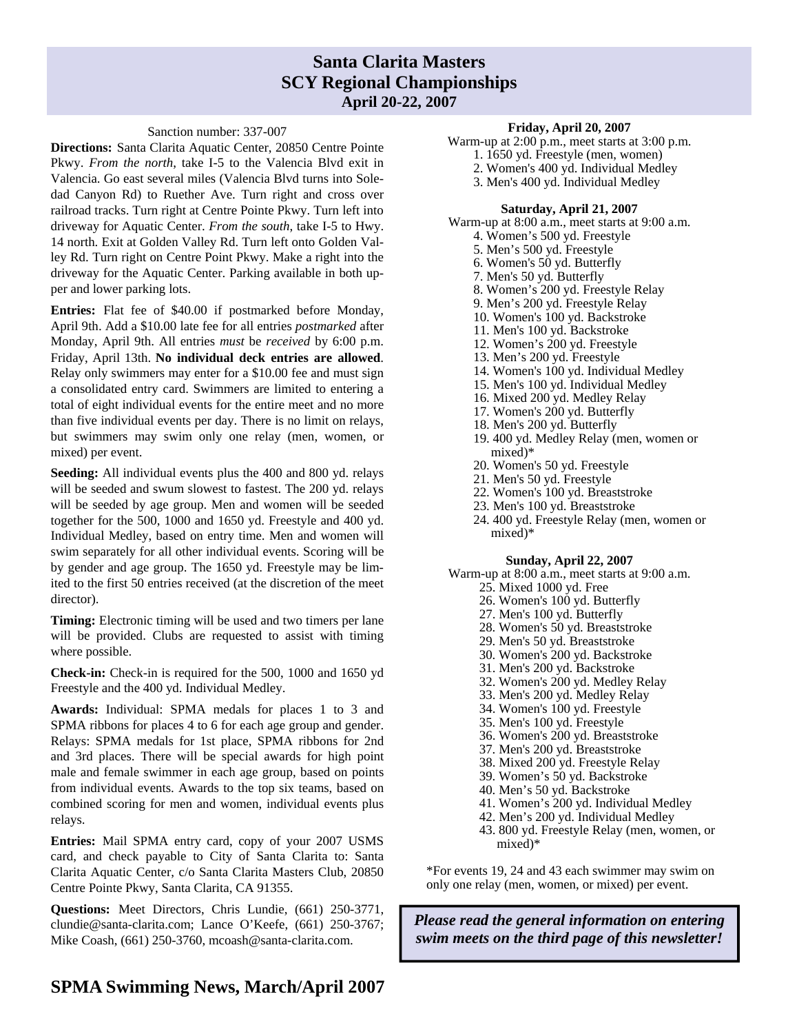# Santa Clarita Masters SCY Regional Championships

## April 20-22, 2007

Sanction number: 337-007

**Directions:** Santa Clarita Aquatic Center, 20850 Centre Pointe Pkwy. *From the north*, take I-5 to the Valencia Blvd exit in Valencia. Go east several miles (Valencia Blvd turns into Soledad Canyon Rd) to Ruether Ave. Turn right and cross over railroad tracks. Turn right at Centre Pointe Pkwy. Turn left into driveway for Aquatic Center. *From the south*, take I-5 to Hwy. 14 north. Exit at Golden Valley Rd. Turn left onto Golden Valley Rd. Turn right on Centre Point Pkwy. Make a right into the driveway for the Aquatic Center. Parking available in both upper and lower parking lots.

**Entries:** Flat fee of $40.00 if postmarked before Monday, April 9th. Add a $10.00 late fee for all entries *postmarked* after Monday, April 9th. All entries *must* be *received* by 6:00 p.m. Friday, April 13th. **No individual deck entries are allowed**. Relay only swimmers may enter for a $10.00 fee and must sign a consolidated entry card. Swimmers are limited to entering a total of eight individual events for the entire meet and no more than five individual events per day. There is no limit on relays, but swimmers may swim only one relay (men, women, or mixed) per event.

**Seeding:** All individual events plus the 400 and 800 yd. relays will be seeded and swum slowest to fastest. The 200 yd. relays will be seeded by age group. Men and women will be seeded together for the 500, 1000 and 1650 yd. Freestyle and 400 yd. Individual Medley, based on entry time. Men and women will swim separately for all other individual events. Scoring will be by gender and age group. The 1650 yd. Freestyle may be limited to the first 50 entries received (at the discretion of the meet director).

**Timing:** Electronic timing will be used and two timers per lane will be provided. Clubs are requested to assist with timing where possible.

**Check-in:** Check-in is required for the 500, 1000 and 1650 yd Freestyle and the 400 yd. Individual Medley.

**Awards:** Individual: SPMA medals for places 1 to 3 and SPMA ribbons for places 4 to 6 for each age group and gender. Relays: SPMA medals for 1st place, SPMA ribbons for 2nd and 3rd places. There will be special awards for high point male and female swimmer in each age group, based on points from individual events. Awards to the top six teams, based on combined scoring for men and women, individual events plus relays.

**Entries:** Mail SPMA entry card, copy of your 2007 USMS card, and check payable to City of Santa Clarita to: Santa Clarita Aquatic Center, c/o Santa Clarita Masters Club, 20850 Centre Pointe Pkwy, Santa Clarita, CA 91355.

**Questions:** Meet Directors, Chris Lundie, (661) 250-3771, clundie@santa-clarita.com; Lance O'Keefe, (661) 250-3767; Mike Coash, (661) 250-3760, mcoash@santa-clarita.com.

### Friday, April 20, 2007

Warm-up at 2:00 p.m., meet starts at 3:00 p.m.

1. 1650 yd. Freestyle (men, women)
2. Women's 400 yd. Individual Medley
3. Men's 400 yd. Individual Medley

### Saturday, April 21, 2007

Warm-up at 8:00 a.m., meet starts at 9:00 a.m.

4. Women's 500 yd. Freestyle
5. Men's 500 yd. Freestyle
6. Women's 50 yd. Butterfly
7. Men's 50 yd. Butterfly
8. Women's 200 yd. Freestyle Relay
9. Men's 200 yd. Freestyle Relay
10. Women's 100 yd. Backstroke
11. Men's 100 yd. Backstroke
12. Women's 200 yd. Freestyle
13. Men's 200 yd. Freestyle
14. Women's 100 yd. Individual Medley
15. Men's 100 yd. Individual Medley
16. Mixed 200 yd. Medley Relay
17. Women's 200 yd. Butterfly
18. Men's 200 yd. Butterfly
19. 400 yd. Medley Relay (men, women or mixed)*
20. Women's 50 yd. Freestyle
21. Men's 50 yd. Freestyle
22. Women's 100 yd. Breaststroke
23. Men's 100 yd. Breaststroke
24. 400 yd. Freestyle Relay (men, women or mixed)*

### Sunday, April 22, 2007

Warm-up at 8:00 a.m., meet starts at 9:00 a.m.

25. Mixed 1000 yd. Free
26. Women's 100 yd. Butterfly
27. Men's 100 yd. Butterfly
28. Women's 50 yd. Breaststroke
29. Men's 50 yd. Breaststroke
30. Women's 200 yd. Backstroke
31. Men's 200 yd. Backstroke
32. Women's 200 yd. Medley Relay
33. Men's 200 yd. Medley Relay
34. Women's 100 yd. Freestyle
35. Men's 100 yd. Freestyle
36. Women's 200 yd. Breaststroke
37. Men's 200 yd. Breaststroke
38. Mixed 200 yd. Freestyle Relay
39. Women's 50 yd. Backstroke
40. Men's 50 yd. Backstroke
41. Women's 200 yd. Individual Medley
42. Men's 200 yd. Individual Medley
43. 800 yd. Freestyle Relay (men, women, or mixed)*

*For events 19, 24 and 43 each swimmer may swim on only one relay (men, women, or mixed) per event.

***Please read the general information on entering swim meets on the third page of this newsletter!***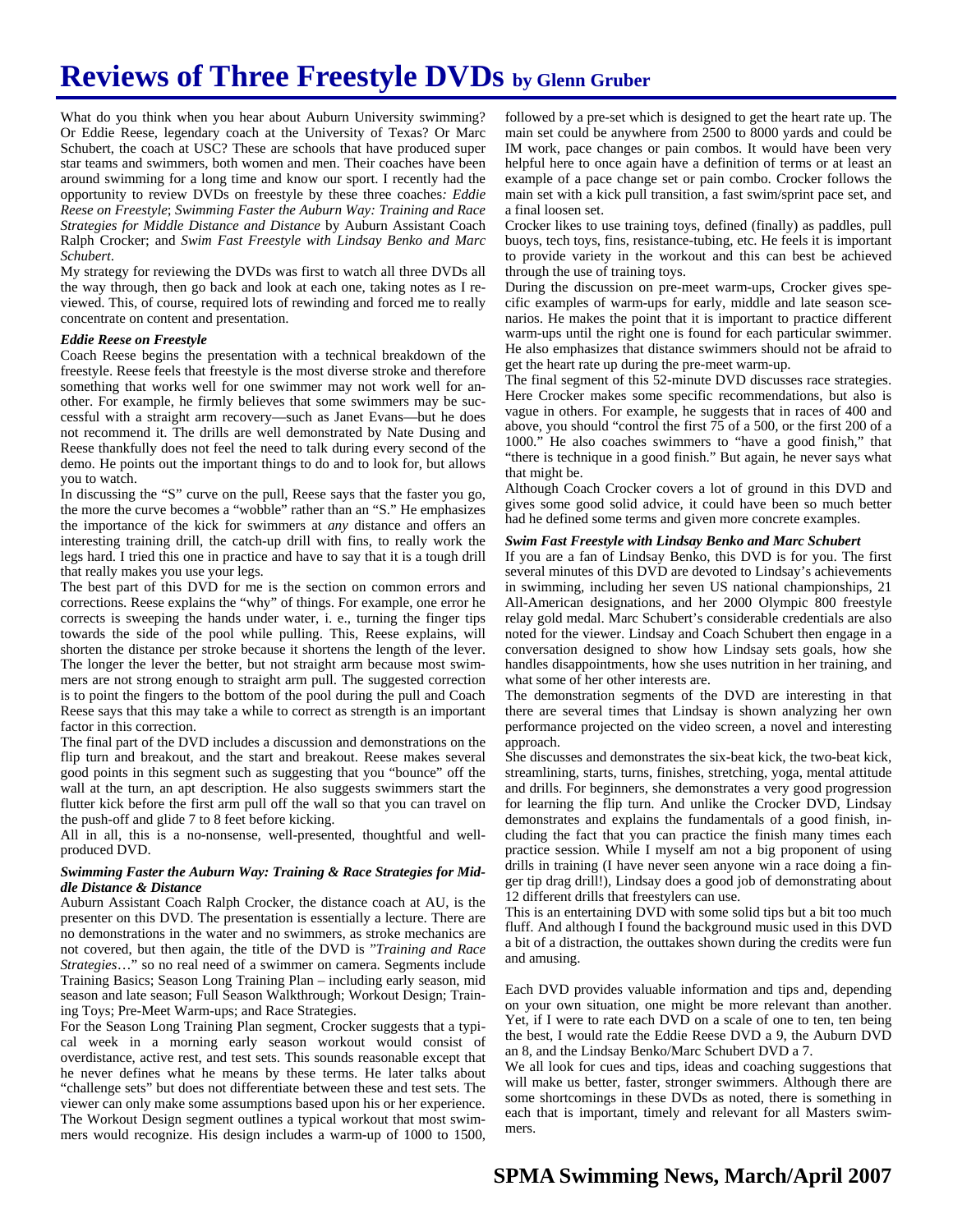# Reviews of Three Freestyle DVDs by Glenn Gruber

What do you think when you hear about Auburn University swimming? Or Eddie Reese, legendary coach at the University of Texas? Or Marc Schubert, the coach at USC? These are schools that have produced super star teams and swimmers, both women and men. Their coaches have been around swimming for a long time and know our sport. I recently had the opportunity to review DVDs on freestyle by these three coaches*: Eddie Reese on Freestyle*; *Swimming Faster the Auburn Way: Training and Race Strategies for Middle Distance and Distance* by Auburn Assistant Coach Ralph Crocker; and *Swim Fast Freestyle with Lindsay Benko and Marc Schubert*.

My strategy for reviewing the DVDs was first to watch all three DVDs all the way through, then go back and look at each one, taking notes as I re-viewed. This, of course, required lots of rewinding and forced me to really concentrate on content and presentation.

### *Eddie Reese on Freestyle*

Coach Reese begins the presentation with a technical breakdown of the freestyle. Reese feels that freestyle is the most diverse stroke and therefore something that works well for one swimmer may not work well for another. For example, he firmly believes that some swimmers may be successful with a straight arm recovery—such as Janet Evans—but he does not recommend it. The drills are well demonstrated by Nate Dusing and Reese thankfully does not feel the need to talk during every second of the demo. He points out the important things to do and to look for, but allows you to watch.

In discussing the "S" curve on the pull, Reese says that the faster you go, the more the curve becomes a "wobble" rather than an "S." He emphasizes the importance of the kick for swimmers at *any* distance and offers an interesting training drill, the catch-up drill with fins, to really work the legs hard. I tried this one in practice and have to say that it is a tough drill that really makes you use your legs.

The best part of this DVD for me is the section on common errors and corrections. Reese explains the "why" of things. For example, one error he corrects is sweeping the hands under water, i. e., turning the finger tips towards the side of the pool while pulling. This, Reese explains, will shorten the distance per stroke because it shortens the length of the lever. The longer the lever the better, but not straight arm because most swimmers are not strong enough to straight arm pull. The suggested correction is to point the fingers to the bottom of the pool during the pull and Coach Reese says that this may take a while to correct as strength is an important factor in this correction.

The final part of the DVD includes a discussion and demonstrations on the flip turn and breakout, and the start and breakout. Reese makes several good points in this segment such as suggesting that you "bounce" off the wall at the turn, an apt description. He also suggests swimmers start the flutter kick before the first arm pull off the wall so that you can travel on the push-off and glide 7 to 8 feet before kicking.

All in all, this is a no-nonsense, well-presented, thoughtful and well-produced DVD.

### *Swimming Faster the Auburn Way: Training & Race Strategies for Middle Distance & Distance*

Auburn Assistant Coach Ralph Crocker, the distance coach at AU, is the presenter on this DVD. The presentation is essentially a lecture. There are no demonstrations in the water and no swimmers, as stroke mechanics are not covered, but then again, the title of the DVD is "*Training and Race Strategies*…" so no real need of a swimmer on camera. Segments include Training Basics; Season Long Training Plan – including early season, mid season and late season; Full Season Walkthrough; Workout Design; Training Toys; Pre-Meet Warm-ups; and Race Strategies.

For the Season Long Training Plan segment, Crocker suggests that a typical week in a morning early season workout would consist of overdistance, active rest, and test sets. This sounds reasonable except that he never defines what he means by these terms. He later talks about "challenge sets" but does not differentiate between these and test sets. The viewer can only make some assumptions based upon his or her experience.

The Workout Design segment outlines a typical workout that most swimmers would recognize. His design includes a warm-up of 1000 to 1500, followed by a pre-set which is designed to get the heart rate up. The main set could be anywhere from 2500 to 8000 yards and could be IM work, pace changes or pain combos. It would have been very helpful here to once again have a definition of terms or at least an example of a pace change set or pain combo. Crocker follows the main set with a kick pull transition, a fast swim/sprint pace set, and a final loosen set.

Crocker likes to use training toys, defined (finally) as paddles, pull buoys, tech toys, fins, resistance-tubing, etc. He feels it is important to provide variety in the workout and this can best be achieved through the use of training toys.

During the discussion on pre-meet warm-ups, Crocker gives specific examples of warm-ups for early, middle and late season scenarios. He makes the point that it is important to practice different warm-ups until the right one is found for each particular swimmer. He also emphasizes that distance swimmers should not be afraid to get the heart rate up during the pre-meet warm-up.

The final segment of this 52-minute DVD discusses race strategies. Here Crocker makes some specific recommendations, but also is vague in others. For example, he suggests that in races of 400 and above, you should "control the first 75 of a 500, or the first 200 of a 1000." He also coaches swimmers to "have a good finish," that "there is technique in a good finish." But again, he never says what that might be.

Although Coach Crocker covers a lot of ground in this DVD and gives some good solid advice, it could have been so much better had he defined some terms and given more concrete examples.

### *Swim Fast Freestyle with Lindsay Benko and Marc Schubert*

If you are a fan of Lindsay Benko, this DVD is for you. The first several minutes of this DVD are devoted to Lindsay's achievements in swimming, including her seven US national championships, 21 All-American designations, and her 2000 Olympic 800 freestyle relay gold medal. Marc Schubert's considerable credentials are also noted for the viewer. Lindsay and Coach Schubert then engage in a conversation designed to show how Lindsay sets goals, how she handles disappointments, how she uses nutrition in her training, and what some of her other interests are.

The demonstration segments of the DVD are interesting in that there are several times that Lindsay is shown analyzing her own performance projected on the video screen, a novel and interesting approach.

She discusses and demonstrates the six-beat kick, the two-beat kick, streamlining, starts, turns, finishes, stretching, yoga, mental attitude and drills. For beginners, she demonstrates a very good progression for learning the flip turn. And unlike the Crocker DVD, Lindsay demonstrates and explains the fundamentals of a good finish, including the fact that you can practice the finish many times each practice session. While I myself am not a big proponent of using drills in training (I have never seen anyone win a race doing a finger tip drag drill!), Lindsay does a good job of demonstrating about 12 different drills that freestylers can use.

This is an entertaining DVD with some solid tips but a bit too much fluff. And although I found the background music used in this DVD a bit of a distraction, the outtakes shown during the credits were fun and amusing.

Each DVD provides valuable information and tips and, depending on your own situation, one might be more relevant than another. Yet, if I were to rate each DVD on a scale of one to ten, ten being the best, I would rate the Eddie Reese DVD a 9, the Auburn DVD an 8, and the Lindsay Benko/Marc Schubert DVD a 7.

We all look for cues and tips, ideas and coaching suggestions that will make us better, faster, stronger swimmers. Although there are some shortcomings in these DVDs as noted, there is something in each that is important, timely and relevant for all Masters swimmers.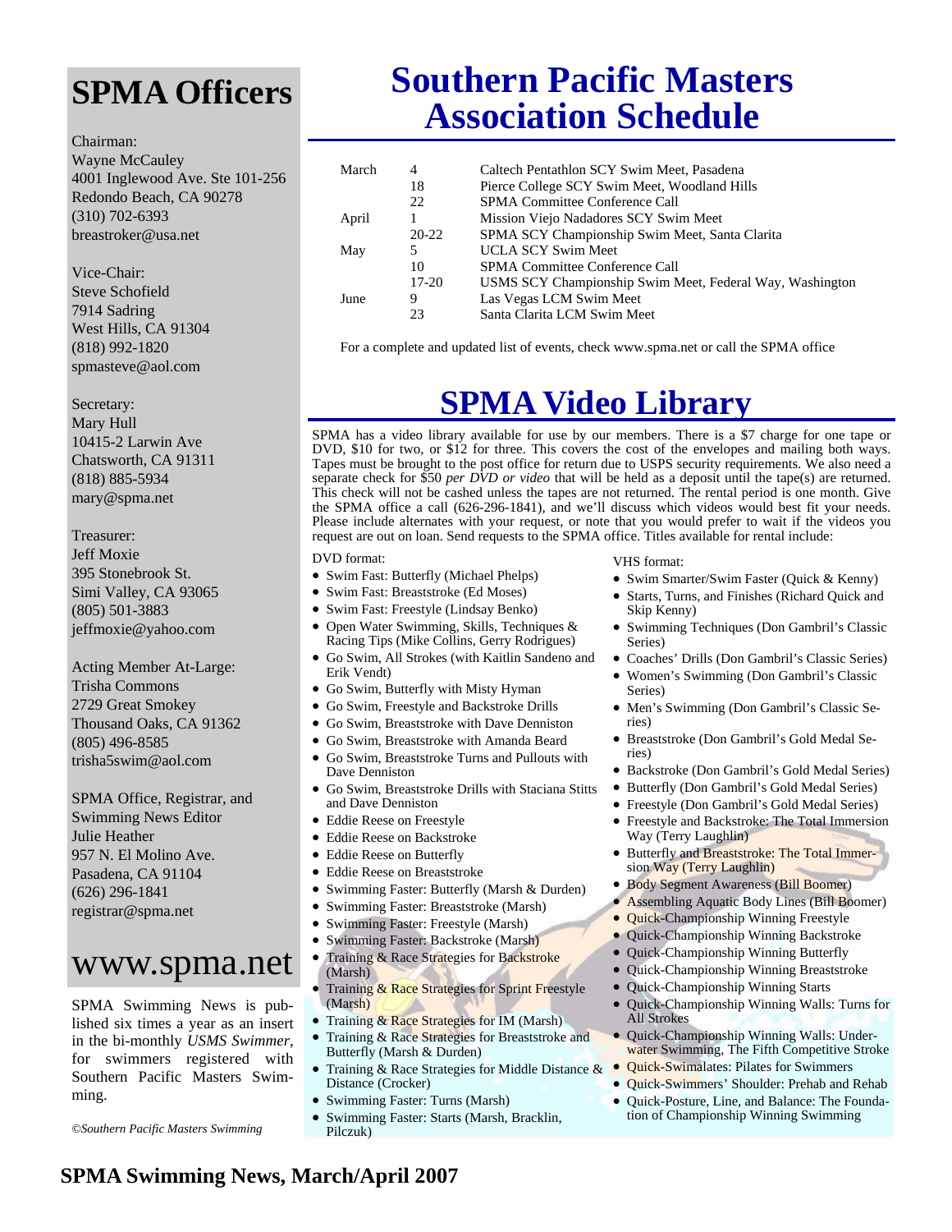# SPMA Officers

Chairman:
Wayne McCauley
4001 Inglewood Ave. Ste 101-256
Redondo Beach, CA 90278
(310) 702-6393
breastroker@usa.net

Vice-Chair:
Steve Schofield
7914 Sadring
West Hills, CA 91304
(818) 992-1820
spmasteve@aol.com

Secretary:
Mary Hull
10415-2 Larwin Ave
Chatsworth, CA 91311
(818) 885-5934
mary@spma.net

Treasurer:
Jeff Moxie
395 Stonebrook St.
Simi Valley, CA 93065
(805) 501-3883
jeffmoxie@yahoo.com

Acting Member At-Large:
Trisha Commons
2729 Great Smokey
Thousand Oaks, CA 91362
(805) 496-8585
trisha5swim@aol.com

SPMA Office, Registrar, and Swimming News Editor
Julie Heather
957 N. El Molino Ave.
Pasadena, CA 91104
(626) 296-1841
registrar@spma.net

# www.spma.net

SPMA Swimming News is published six times a year as an insert in the bi-monthly *USMS Swimmer*, for swimmers registered with Southern Pacific Masters Swimming.

*©Southern Pacific Masters Swimming*

# Southern Pacific Masters Association Schedule

| | | |
|---|---|---|
| March | 4 | Caltech Pentathlon SCY Swim Meet, Pasadena |
| | 18 | Pierce College SCY Swim Meet, Woodland Hills |
| | 22 | SPMA Committee Conference Call |
| April | 1 | Mission Viejo Nadadores SCY Swim Meet |
| | 20-22 | SPMA SCY Championship Swim Meet, Santa Clarita |
| May | 5 | UCLA SCY Swim Meet |
| | 10 | SPMA Committee Conference Call |
| | 17-20 | USMS SCY Championship Swim Meet, Federal Way, Washington |
| June | 9 | Las Vegas LCM Swim Meet |
| | 23 | Santa Clarita LCM Swim Meet |

For a complete and updated list of events, check www.spma.net or call the SPMA office

# SPMA Video Library

SPMA has a video library available for use by our members. There is a $7 charge for one tape or DVD, $10 for two, or $12 for three. This covers the cost of the envelopes and mailing both ways. Tapes must be brought to the post office for return due to USPS security requirements. We also need a separate check for $50 *per DVD or video* that will be held as a deposit until the tape(s) are returned. This check will not be cashed unless the tapes are not returned. The rental period is one month. Give the SPMA office a call (626-296-1841), and we'll discuss which videos would best fit your needs. Please include alternates with your request, or note that you would prefer to wait if the videos you request are out on loan. Send requests to the SPMA office. Titles available for rental include:

DVD format:

- Swim Fast: Butterfly (Michael Phelps)
- Swim Fast: Breaststroke (Ed Moses)
- Swim Fast: Freestyle (Lindsay Benko)
- Open Water Swimming, Skills, Techniques & Racing Tips (Mike Collins, Gerry Rodrigues)
- Go Swim, All Strokes (with Kaitlin Sandeno and Erik Vendt)
- Go Swim, Butterfly with Misty Hyman
- Go Swim, Freestyle and Backstroke Drills
- Go Swim, Breaststroke with Dave Denniston
- Go Swim, Breaststroke with Amanda Beard
- Go Swim, Breaststroke Turns and Pullouts with Dave Denniston
- Go Swim, Breaststroke Drills with Staciana Stitts and Dave Denniston
- Eddie Reese on Freestyle
- Eddie Reese on Backstroke
- Eddie Reese on Butterfly
- Eddie Reese on Breaststroke
- Swimming Faster: Butterfly (Marsh & Durden)
- Swimming Faster: Breaststroke (Marsh)
- Swimming Faster: Freestyle (Marsh)
- Swimming Faster: Backstroke (Marsh)
- Training & Race Strategies for Backstroke (Marsh)
- Training & Race Strategies for Sprint Freestyle (Marsh)
- Training & Race Strategies for IM (Marsh)
- Training & Race Strategies for Breaststroke and Butterfly (Marsh & Durden)
- Training & Race Strategies for Middle Distance & Distance (Crocker)
- Swimming Faster: Turns (Marsh)
- Swimming Faster: Starts (Marsh, Bracklin, Pilczuk)

VHS format:

- Swim Smarter/Swim Faster (Quick & Kenny)
- Starts, Turns, and Finishes (Richard Quick and Skip Kenny)
- Swimming Techniques (Don Gambril's Classic Series)
- Coaches' Drills (Don Gambril's Classic Series)
- Women's Swimming (Don Gambril's Classic Series)
- Men's Swimming (Don Gambril's Classic Series)
- Breaststroke (Don Gambril's Gold Medal Series)
- Backstroke (Don Gambril's Gold Medal Series)
- Butterfly (Don Gambril's Gold Medal Series)
- Freestyle (Don Gambril's Gold Medal Series)
- Freestyle and Backstroke: The Total Immersion Way (Terry Laughlin)
- Butterfly and Breaststroke: The Total Immersion Way (Terry Laughlin)
- Body Segment Awareness (Bill Boomer)
- Assembling Aquatic Body Lines (Bill Boomer)
- Quick-Championship Winning Freestyle
- Quick-Championship Winning Backstroke
- Quick-Championship Winning Butterfly
- Quick-Championship Winning Breaststroke
- Quick-Championship Winning Starts
- Quick-Championship Winning Walls: Turns for All Strokes
- Quick-Championship Winning Walls: Underwater Swimming, The Fifth Competitive Stroke
- Quick-Swimalates: Pilates for Swimmers
- Quick-Swimmers' Shoulder: Prehab and Rehab
- Quick-Posture, Line, and Balance: The Foundation of Championship Winning Swimming

**SPMA Swimming News, March/April 2007**